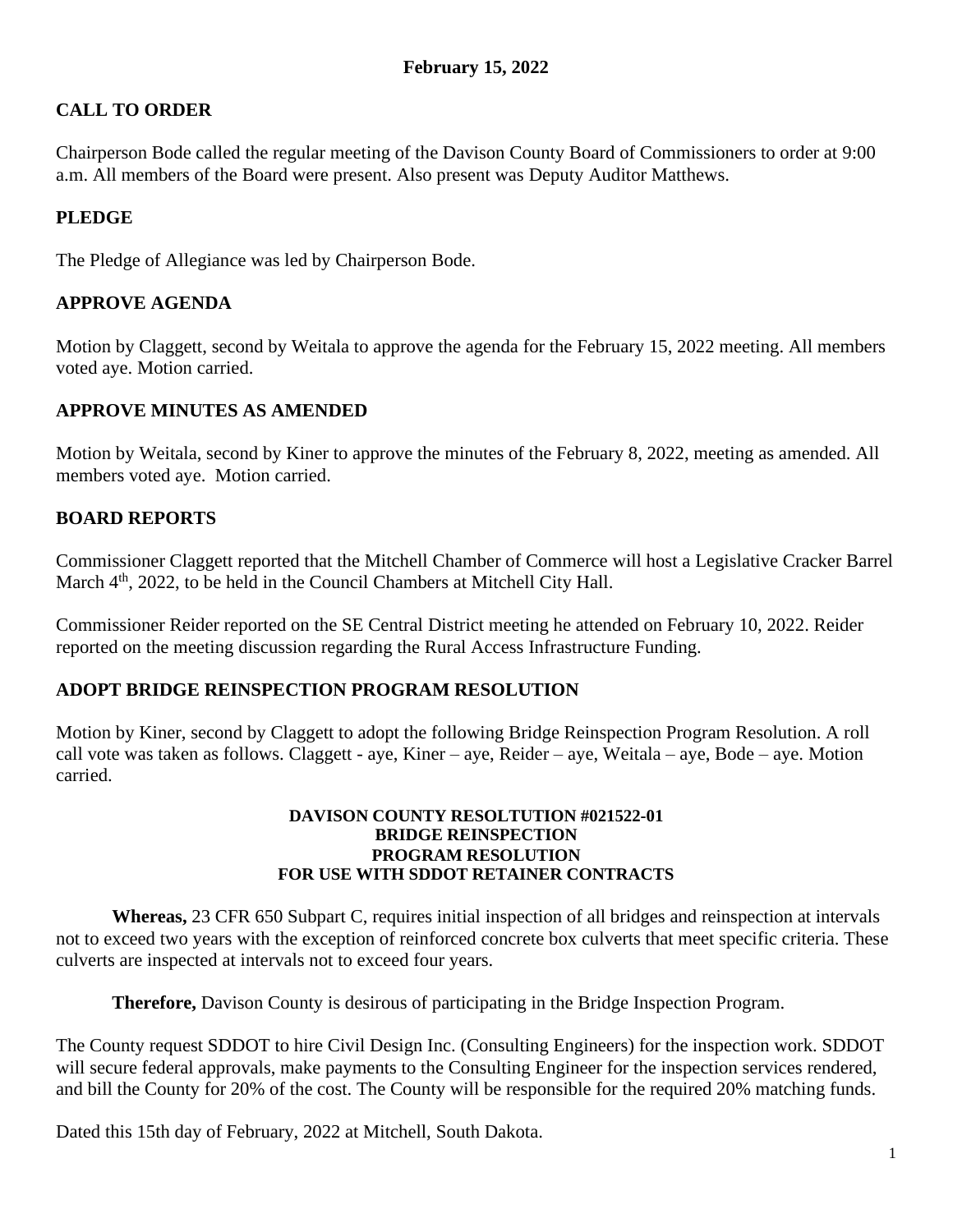**February 15, 2022**

## CALL TO ORDER

Chairperson Bode called the regular meeting of the Davison County Board of Commissioners to order at 9:00 a.m. All members of the Board were present. Also present was Deputy Auditor Matthews.

## PLEDGE

The Pledge of Allegiance was led by Chairperson Bode.

## APPROVE AGENDA

Motion by Claggett, second by Weitala to approve the agenda for the February 15, 2022 meeting. All members voted aye. Motion carried.

## APPROVE MINUTES AS AMENDED

Motion by Weitala, second by Kiner to approve the minutes of the February 8, 2022, meeting as amended. All members voted aye. Motion carried.

## BOARD REPORTS

Commissioner Claggett reported that the Mitchell Chamber of Commerce will host a Legislative Cracker Barrel March 4th, 2022, to be held in the Council Chambers at Mitchell City Hall.

Commissioner Reider reported on the SE Central District meeting he attended on February 10, 2022. Reider reported on the meeting discussion regarding the Rural Access Infrastructure Funding.

## ADOPT BRIDGE REINSPECTION PROGRAM RESOLUTION

Motion by Kiner, second by Claggett to adopt the following Bridge Reinspection Program Resolution. A roll call vote was taken as follows. Claggett - aye, Kiner – aye, Reider – aye, Weitala – aye, Bode – aye. Motion carried.

**DAVISON COUNTY RESOLTUTION #021522-01**
**BRIDGE REINSPECTION**
**PROGRAM RESOLUTION**
**FOR USE WITH SDDOT RETAINER CONTRACTS**

**Whereas,** 23 CFR 650 Subpart C, requires initial inspection of all bridges and reinspection at intervals not to exceed two years with the exception of reinforced concrete box culverts that meet specific criteria. These culverts are inspected at intervals not to exceed four years.

**Therefore,** Davison County is desirous of participating in the Bridge Inspection Program.

The County request SDDOT to hire Civil Design Inc. (Consulting Engineers) for the inspection work. SDDOT will secure federal approvals, make payments to the Consulting Engineer for the inspection services rendered, and bill the County for 20% of the cost. The County will be responsible for the required 20% matching funds.

Dated this 15th day of February, 2022 at Mitchell, South Dakota.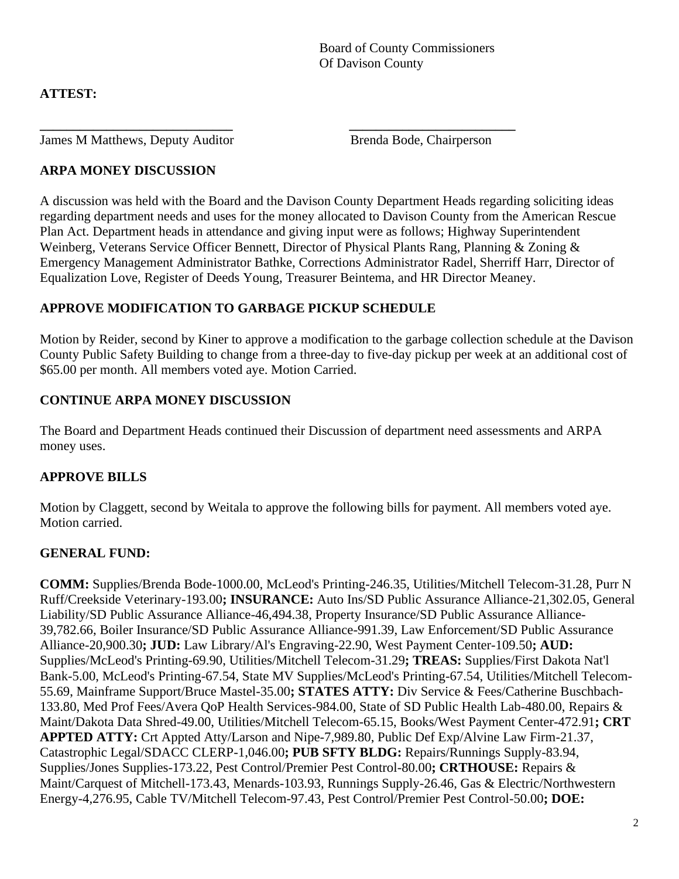Board of County Commissioners
Of Davison County

**ATTEST:**

_____________________________ _________________________

James M Matthews, Deputy Auditor Brenda Bode, Chairperson

## ARPA MONEY DISCUSSION

A discussion was held with the Board and the Davison County Department Heads regarding soliciting ideas regarding department needs and uses for the money allocated to Davison County from the American Rescue Plan Act. Department heads in attendance and giving input were as follows; Highway Superintendent Weinberg, Veterans Service Officer Bennett, Director of Physical Plants Rang, Planning & Zoning & Emergency Management Administrator Bathke, Corrections Administrator Radel, Sherriff Harr, Director of Equalization Love, Register of Deeds Young, Treasurer Beintema, and HR Director Meaney.

## APPROVE MODIFICATION TO GARBAGE PICKUP SCHEDULE

Motion by Reider, second by Kiner to approve a modification to the garbage collection schedule at the Davison County Public Safety Building to change from a three-day to five-day pickup per week at an additional cost of $65.00 per month. All members voted aye. Motion Carried.

## CONTINUE ARPA MONEY DISCUSSION

The Board and Department Heads continued their Discussion of department need assessments and ARPA money uses.

## APPROVE BILLS

Motion by Claggett, second by Weitala to approve the following bills for payment. All members voted aye. Motion carried.

## GENERAL FUND:

**COMM:** Supplies/Brenda Bode-1000.00, McLeod's Printing-246.35, Utilities/Mitchell Telecom-31.28, Purr N Ruff/Creekside Veterinary-193.00**; INSURANCE:** Auto Ins/SD Public Assurance Alliance-21,302.05, General Liability/SD Public Assurance Alliance-46,494.38, Property Insurance/SD Public Assurance Alliance-39,782.66, Boiler Insurance/SD Public Assurance Alliance-991.39, Law Enforcement/SD Public Assurance Alliance-20,900.30**; JUD:** Law Library/Al's Engraving-22.90, West Payment Center-109.50**; AUD:** Supplies/McLeod's Printing-69.90, Utilities/Mitchell Telecom-31.29**; TREAS:** Supplies/First Dakota Nat'l Bank-5.00, McLeod's Printing-67.54, State MV Supplies/McLeod's Printing-67.54, Utilities/Mitchell Telecom-55.69, Mainframe Support/Bruce Mastel-35.00**; STATES ATTY:** Div Service & Fees/Catherine Buschbach-133.80, Med Prof Fees/Avera QoP Health Services-984.00, State of SD Public Health Lab-480.00, Repairs & Maint/Dakota Data Shred-49.00, Utilities/Mitchell Telecom-65.15, Books/West Payment Center-472.91**; CRT APPTED ATTY:** Crt Appted Atty/Larson and Nipe-7,989.80, Public Def Exp/Alvine Law Firm-21.37, Catastrophic Legal/SDACC CLERP-1,046.00**; PUB SFTY BLDG:** Repairs/Runnings Supply-83.94, Supplies/Jones Supplies-173.22, Pest Control/Premier Pest Control-80.00**; CRTHOUSE:** Repairs & Maint/Carquest of Mitchell-173.43, Menards-103.93, Runnings Supply-26.46, Gas & Electric/Northwestern Energy-4,276.95, Cable TV/Mitchell Telecom-97.43, Pest Control/Premier Pest Control-50.00**; DOE:**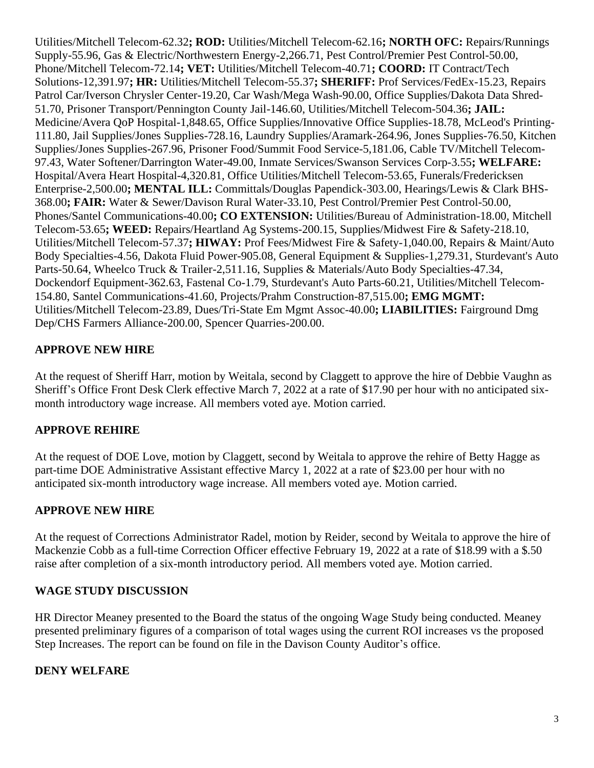Utilities/Mitchell Telecom-62.32**; ROD:** Utilities/Mitchell Telecom-62.16**; NORTH OFC:** Repairs/Runnings Supply-55.96, Gas & Electric/Northwestern Energy-2,266.71, Pest Control/Premier Pest Control-50.00, Phone/Mitchell Telecom-72.14**; VET:** Utilities/Mitchell Telecom-40.71**; COORD:** IT Contract/Tech Solutions-12,391.97**; HR:** Utilities/Mitchell Telecom-55.37**; SHERIFF:** Prof Services/FedEx-15.23, Repairs Patrol Car/Iverson Chrysler Center-19.20, Car Wash/Mega Wash-90.00, Office Supplies/Dakota Data Shred-51.70, Prisoner Transport/Pennington County Jail-146.60, Utilities/Mitchell Telecom-504.36**; JAIL:** Medicine/Avera QoP Hospital-1,848.65, Office Supplies/Innovative Office Supplies-18.78, McLeod's Printing-111.80, Jail Supplies/Jones Supplies-728.16, Laundry Supplies/Aramark-264.96, Jones Supplies-76.50, Kitchen Supplies/Jones Supplies-267.96, Prisoner Food/Summit Food Service-5,181.06, Cable TV/Mitchell Telecom-97.43, Water Softener/Darrington Water-49.00, Inmate Services/Swanson Services Corp-3.55**; WELFARE:** Hospital/Avera Heart Hospital-4,320.81, Office Utilities/Mitchell Telecom-53.65, Funerals/Fredericksen Enterprise-2,500.00**; MENTAL ILL:** Committals/Douglas Papendick-303.00, Hearings/Lewis & Clark BHS-368.00**; FAIR:** Water & Sewer/Davison Rural Water-33.10, Pest Control/Premier Pest Control-50.00, Phones/Santel Communications-40.00**; CO EXTENSION:** Utilities/Bureau of Administration-18.00, Mitchell Telecom-53.65**; WEED:** Repairs/Heartland Ag Systems-200.15, Supplies/Midwest Fire & Safety-218.10, Utilities/Mitchell Telecom-57.37**; HIWAY:** Prof Fees/Midwest Fire & Safety-1,040.00, Repairs & Maint/Auto Body Specialties-4.56, Dakota Fluid Power-905.08, General Equipment & Supplies-1,279.31, Sturdevant's Auto Parts-50.64, Wheelco Truck & Trailer-2,511.16, Supplies & Materials/Auto Body Specialties-47.34, Dockendorf Equipment-362.63, Fastenal Co-1.79, Sturdevant's Auto Parts-60.21, Utilities/Mitchell Telecom-154.80, Santel Communications-41.60, Projects/Prahm Construction-87,515.00**; EMG MGMT:** Utilities/Mitchell Telecom-23.89, Dues/Tri-State Em Mgmt Assoc-40.00**; LIABILITIES:** Fairground Dmg Dep/CHS Farmers Alliance-200.00, Spencer Quarries-200.00.

## APPROVE NEW HIRE

At the request of Sheriff Harr, motion by Weitala, second by Claggett to approve the hire of Debbie Vaughn as Sheriff's Office Front Desk Clerk effective March 7, 2022 at a rate of $17.90 per hour with no anticipated six-month introductory wage increase. All members voted aye. Motion carried.

## APPROVE REHIRE

At the request of DOE Love, motion by Claggett, second by Weitala to approve the rehire of Betty Hagge as part-time DOE Administrative Assistant effective Marcy 1, 2022 at a rate of $23.00 per hour with no anticipated six-month introductory wage increase. All members voted aye. Motion carried.

## APPROVE NEW HIRE

At the request of Corrections Administrator Radel, motion by Reider, second by Weitala to approve the hire of Mackenzie Cobb as a full-time Correction Officer effective February 19, 2022 at a rate of $18.99 with a $.50 raise after completion of a six-month introductory period. All members voted aye. Motion carried.

## WAGE STUDY DISCUSSION

HR Director Meaney presented to the Board the status of the ongoing Wage Study being conducted. Meaney presented preliminary figures of a comparison of total wages using the current ROI increases vs the proposed Step Increases. The report can be found on file in the Davison County Auditor's office.

## DENY WELFARE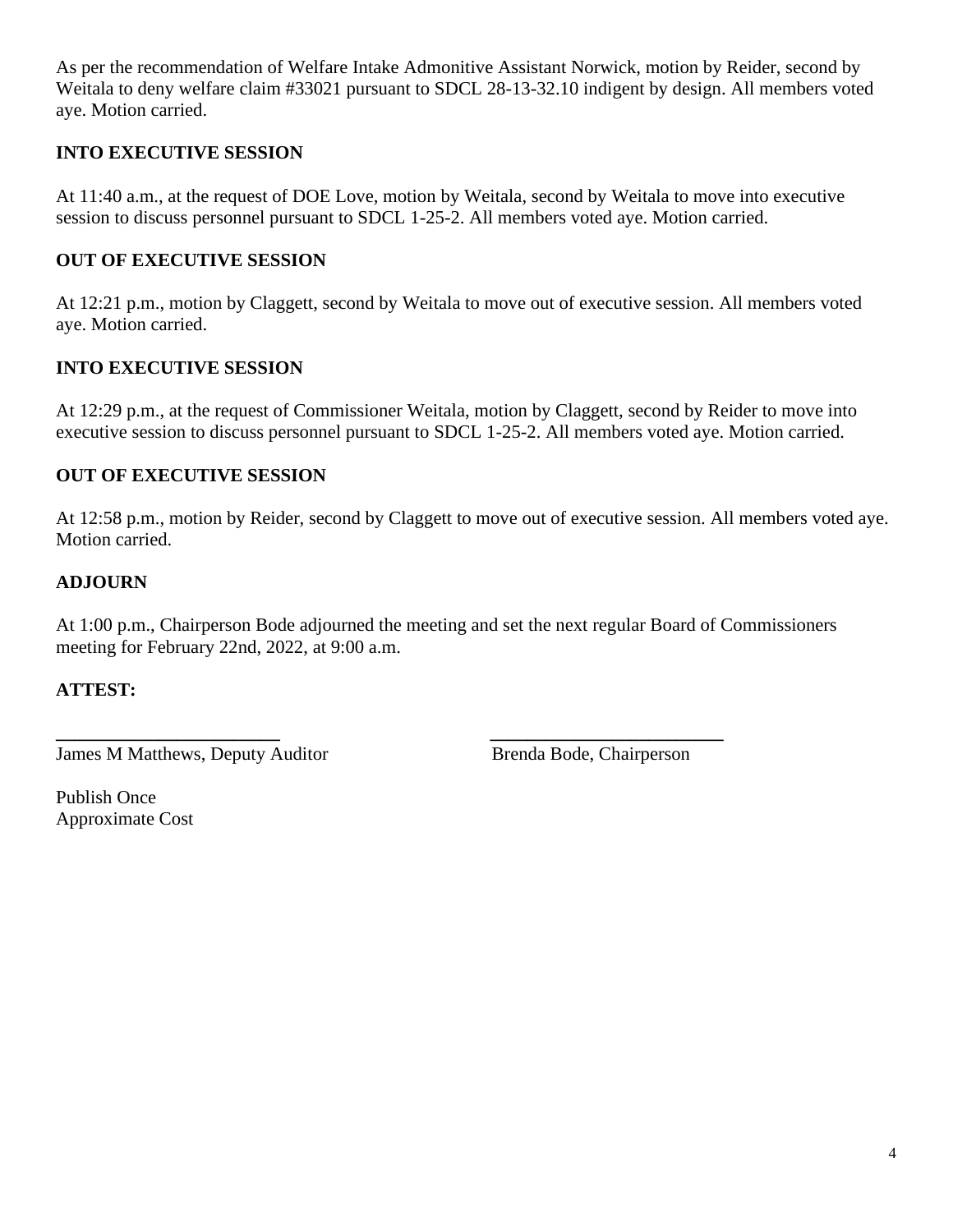As per the recommendation of Welfare Intake Admonitive Assistant Norwick, motion by Reider, second by Weitala to deny welfare claim #33021 pursuant to SDCL 28-13-32.10 indigent by design. All members voted aye. Motion carried.

**INTO EXECUTIVE SESSION**

At 11:40 a.m., at the request of DOE Love, motion by Weitala, second by Weitala to move into executive session to discuss personnel pursuant to SDCL 1-25-2. All members voted aye. Motion carried.

**OUT OF EXECUTIVE SESSION**

At 12:21 p.m., motion by Claggett, second by Weitala to move out of executive session. All members voted aye. Motion carried.

**INTO EXECUTIVE SESSION**

At 12:29 p.m., at the request of Commissioner Weitala, motion by Claggett, second by Reider to move into executive session to discuss personnel pursuant to SDCL 1-25-2. All members voted aye. Motion carried.

**OUT OF EXECUTIVE SESSION**

At 12:58 p.m., motion by Reider, second by Claggett to move out of executive session. All members voted aye. Motion carried.

**ADJOURN**

At 1:00 p.m., Chairperson Bode adjourned the meeting and set the next regular Board of Commissioners meeting for February 22nd, 2022, at 9:00 a.m.

**ATTEST:**

________________________ ________________________

James M Matthews, Deputy Auditor Brenda Bode, Chairperson

Publish Once
Approximate Cost